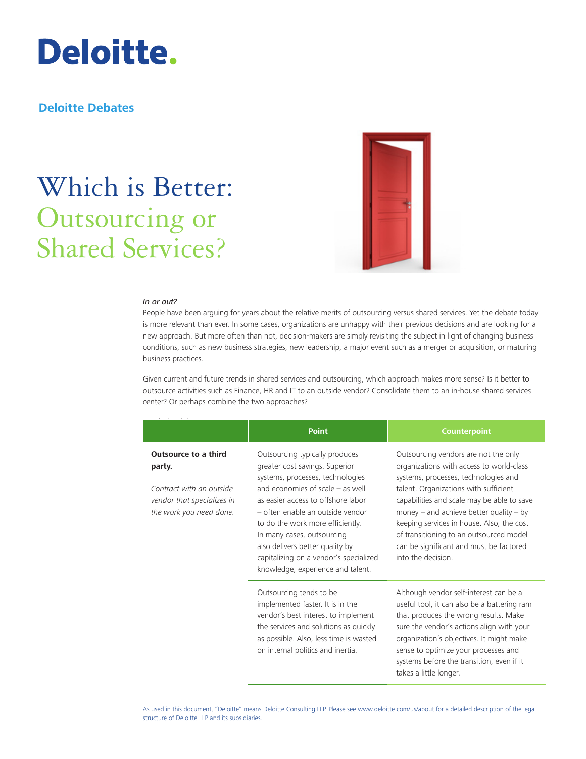Deloitte.

**Deloitte Debates**

# Which is Better: Outsourcing or Shared Services?

*In or out?*

People have been arguing for years about the relative merits of outsourcing versus shared services. Yet the debate today is more relevant than ever. In some cases, organizations are unhappy with their previous decisions and are looking for a new approach. But more often than not, decision-makers are simply revisiting the subject in light of changing business conditions, such as new business strategies, new leadership, a major event such as a merger or acquisition, or maturing business practices.

Given current and future trends in shared services and outsourcing, which approach makes more sense? Is it better to outsource activities such as Finance, HR and IT to an outside vendor? Consolidate them to an in-house shared services center? Or perhaps combine the two approaches?

| | Point | Counterpoint |
|---|---|---|
| **Outsource to a third party.** *Contract with an outside vendor that specializes in the work you need done.* | Outsourcing typically produces greater cost savings. Superior systems, processes, technologies and economies of scale – as well as easier access to offshore labor – often enable an outside vendor to do the work more efficiently. In many cases, outsourcing also delivers better quality by capitalizing on a vendor's specialized knowledge, experience and talent. | Outsourcing vendors are not the only organizations with access to world-class systems, processes, technologies and talent. Organizations with sufficient capabilities and scale may be able to save money – and achieve better quality – by keeping services in house. Also, the cost of transitioning to an outsourced model can be significant and must be factored into the decision. |
| | Outsourcing tends to be implemented faster. It is in the vendor's best interest to implement the services and solutions as quickly as possible. Also, less time is wasted on internal politics and inertia. | Although vendor self-interest can be a useful tool, it can also be a battering ram that produces the wrong results. Make sure the vendor's actions align with your organization's objectives. It might make sense to optimize your processes and systems before the transition, even if it takes a little longer. |

As used in this document, "Deloitte" means Deloitte Consulting LLP. Please see www.deloitte.com/us/about for a detailed description of the legal structure of Deloitte LLP and its subsidiaries.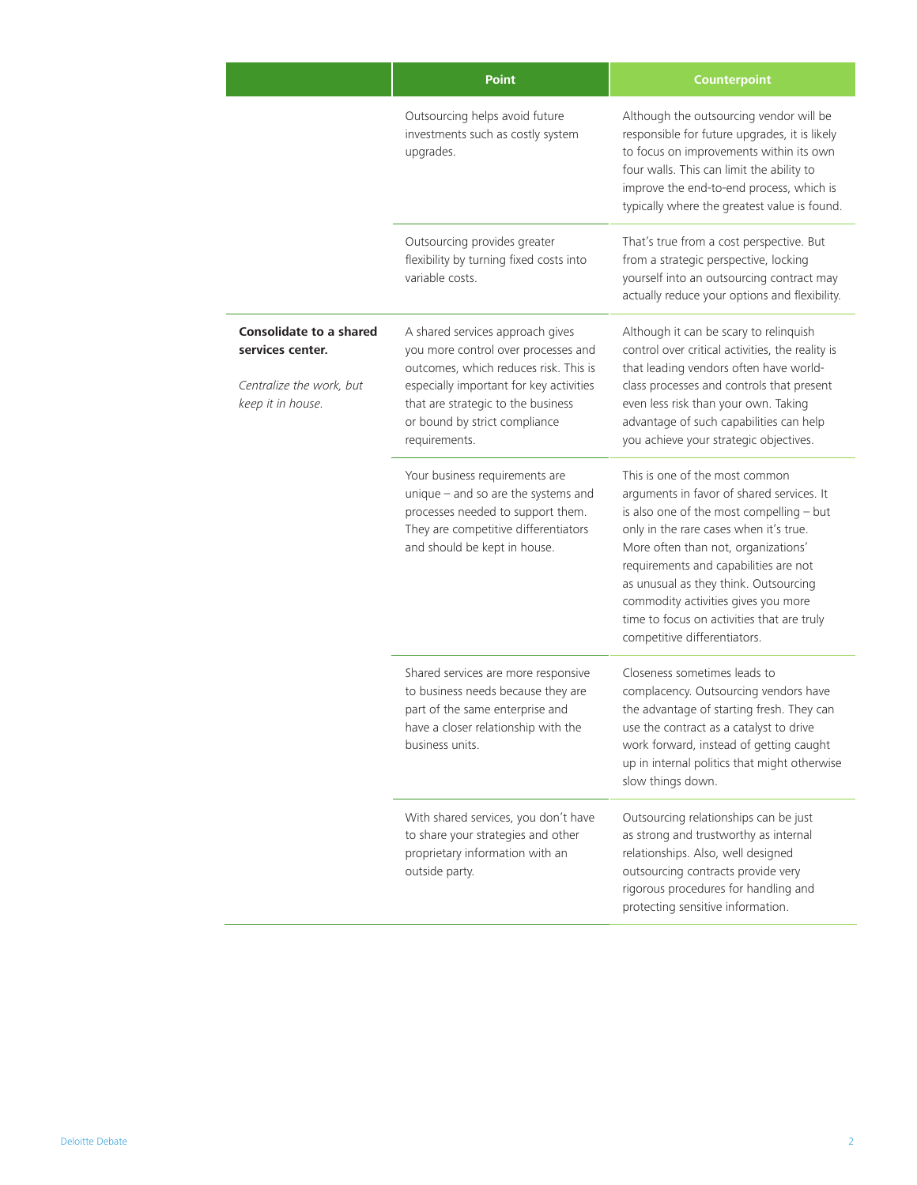| | Point | Counterpoint |
|---|---|---|
| | Outsourcing helps avoid future investments such as costly system upgrades. | Although the outsourcing vendor will be responsible for future upgrades, it is likely to focus on improvements within its own four walls. This can limit the ability to improve the end-to-end process, which is typically where the greatest value is found. |
| | Outsourcing provides greater flexibility by turning fixed costs into variable costs. | That's true from a cost perspective. But from a strategic perspective, locking yourself into an outsourcing contract may actually reduce your options and flexibility. |
| **Consolidate to a shared services center.** <br><br> *Centralize the work, but keep it in house.* | A shared services approach gives you more control over processes and outcomes, which reduces risk. This is especially important for key activities that are strategic to the business or bound by strict compliance requirements. | Although it can be scary to relinquish control over critical activities, the reality is that leading vendors often have world-class processes and controls that present even less risk than your own. Taking advantage of such capabilities can help you achieve your strategic objectives. |
| | Your business requirements are unique – and so are the systems and processes needed to support them. They are competitive differentiators and should be kept in house. | This is one of the most common arguments in favor of shared services. It is also one of the most compelling – but only in the rare cases when it's true. More often than not, organizations' requirements and capabilities are not as unusual as they think. Outsourcing commodity activities gives you more time to focus on activities that are truly competitive differentiators. |
| | Shared services are more responsive to business needs because they are part of the same enterprise and have a closer relationship with the business units. | Closeness sometimes leads to complacency. Outsourcing vendors have the advantage of starting fresh. They can use the contract as a catalyst to drive work forward, instead of getting caught up in internal politics that might otherwise slow things down. |
| | With shared services, you don't have to share your strategies and other proprietary information with an outside party. | Outsourcing relationships can be just as strong and trustworthy as internal relationships. Also, well designed outsourcing contracts provide very rigorous procedures for handling and protecting sensitive information. |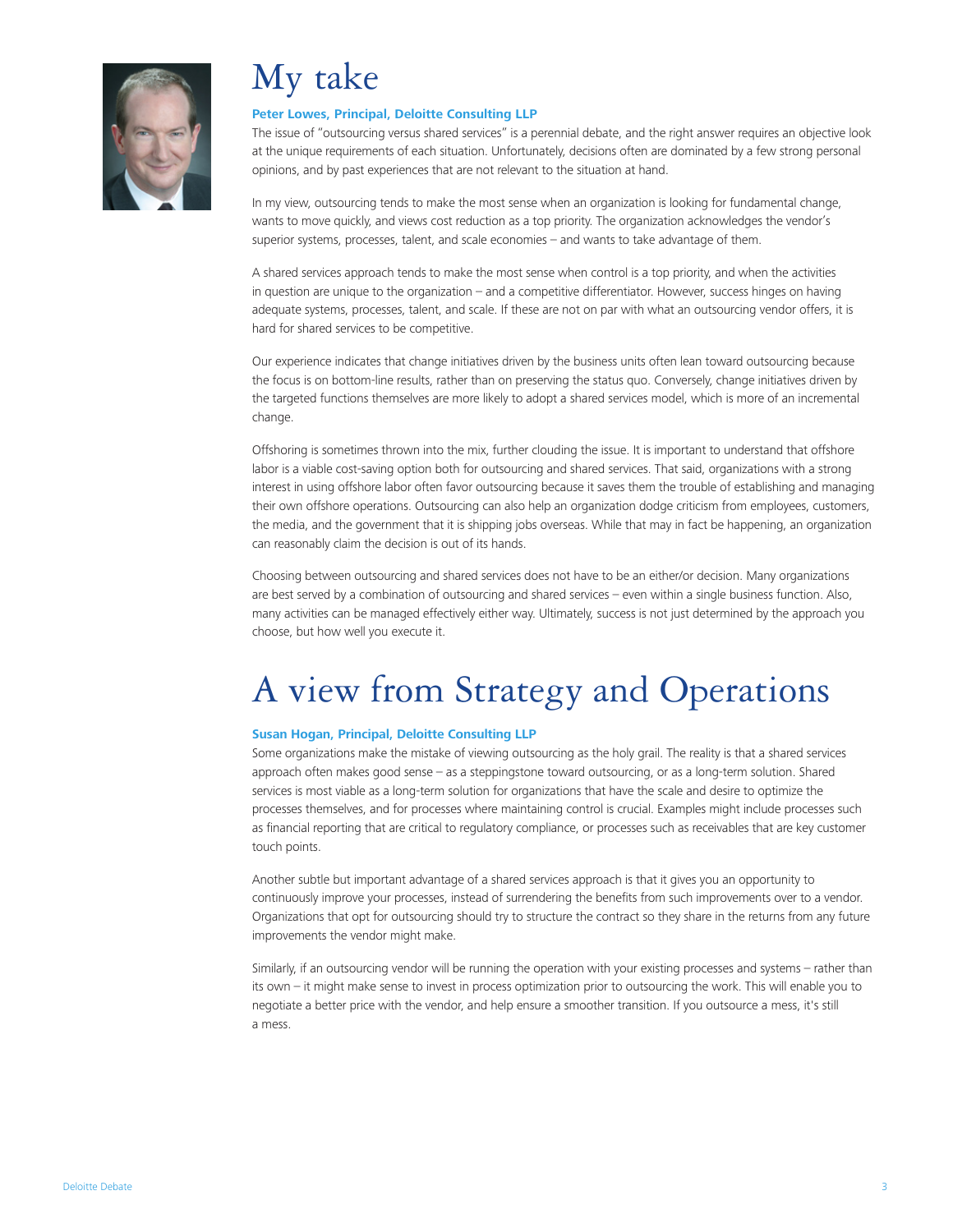# My take

**Peter Lowes, Principal, Deloitte Consulting LLP**

The issue of "outsourcing versus shared services" is a perennial debate, and the right answer requires an objective look at the unique requirements of each situation. Unfortunately, decisions often are dominated by a few strong personal opinions, and by past experiences that are not relevant to the situation at hand.

In my view, outsourcing tends to make the most sense when an organization is looking for fundamental change, wants to move quickly, and views cost reduction as a top priority. The organization acknowledges the vendor's superior systems, processes, talent, and scale economies – and wants to take advantage of them.

A shared services approach tends to make the most sense when control is a top priority, and when the activities in question are unique to the organization – and a competitive differentiator. However, success hinges on having adequate systems, processes, talent, and scale. If these are not on par with what an outsourcing vendor offers, it is hard for shared services to be competitive.

Our experience indicates that change initiatives driven by the business units often lean toward outsourcing because the focus is on bottom-line results, rather than on preserving the status quo. Conversely, change initiatives driven by the targeted functions themselves are more likely to adopt a shared services model, which is more of an incremental change.

Offshoring is sometimes thrown into the mix, further clouding the issue. It is important to understand that offshore labor is a viable cost-saving option both for outsourcing and shared services. That said, organizations with a strong interest in using offshore labor often favor outsourcing because it saves them the trouble of establishing and managing their own offshore operations. Outsourcing can also help an organization dodge criticism from employees, customers, the media, and the government that it is shipping jobs overseas. While that may in fact be happening, an organization can reasonably claim the decision is out of its hands.

Choosing between outsourcing and shared services does not have to be an either/or decision. Many organizations are best served by a combination of outsourcing and shared services – even within a single business function. Also, many activities can be managed effectively either way. Ultimately, success is not just determined by the approach you choose, but how well you execute it.

# A view from Strategy and Operations

**Susan Hogan, Principal, Deloitte Consulting LLP**

Some organizations make the mistake of viewing outsourcing as the holy grail. The reality is that a shared services approach often makes good sense – as a steppingstone toward outsourcing, or as a long-term solution. Shared services is most viable as a long-term solution for organizations that have the scale and desire to optimize the processes themselves, and for processes where maintaining control is crucial. Examples might include processes such as financial reporting that are critical to regulatory compliance, or processes such as receivables that are key customer touch points.

Another subtle but important advantage of a shared services approach is that it gives you an opportunity to continuously improve your processes, instead of surrendering the benefits from such improvements over to a vendor. Organizations that opt for outsourcing should try to structure the contract so they share in the returns from any future improvements the vendor might make.

Similarly, if an outsourcing vendor will be running the operation with your existing processes and systems – rather than its own – it might make sense to invest in process optimization prior to outsourcing the work. This will enable you to negotiate a better price with the vendor, and help ensure a smoother transition. If you outsource a mess, it's still a mess.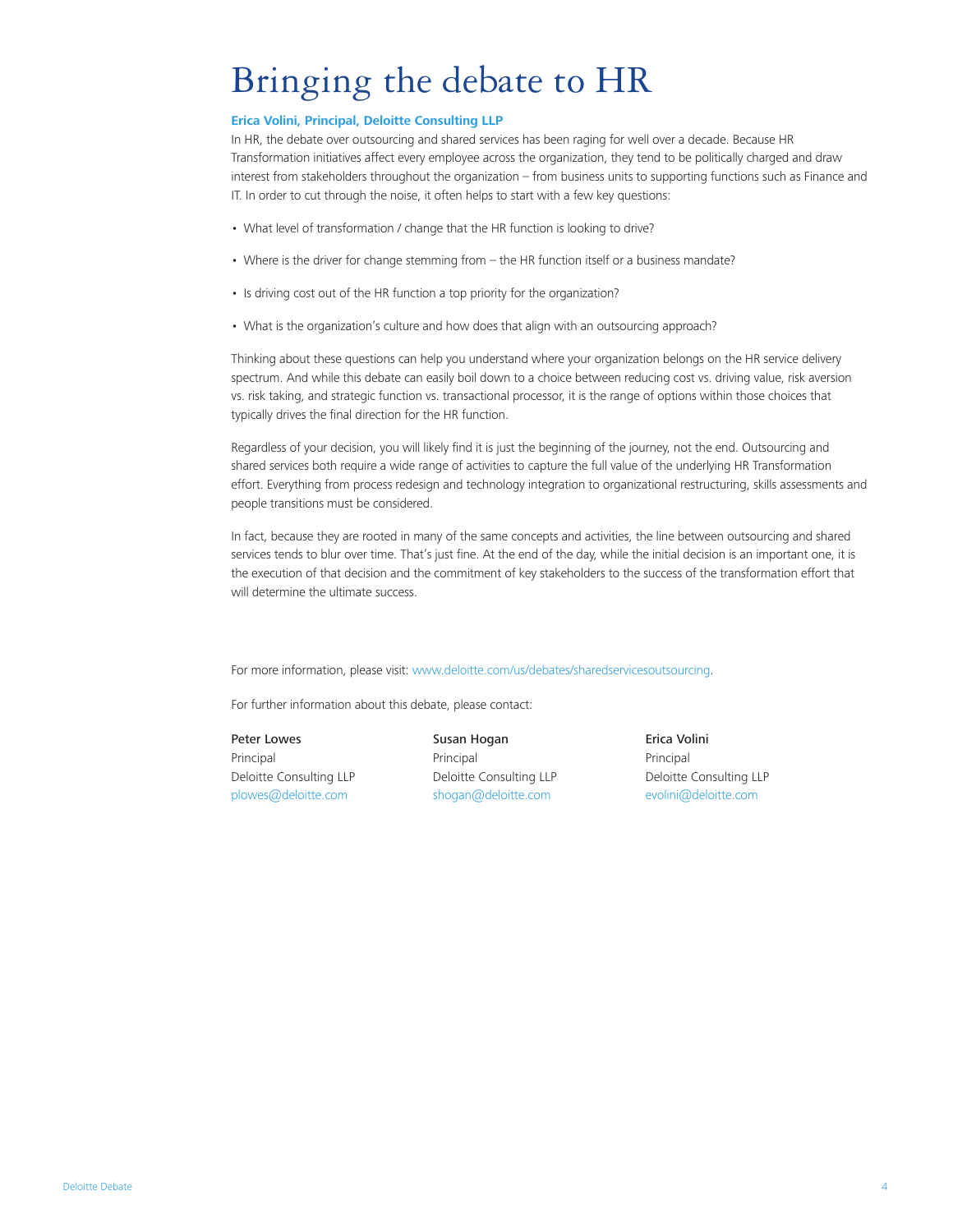# Bringing the debate to HR

**Erica Volini, Principal, Deloitte Consulting LLP**

In HR, the debate over outsourcing and shared services has been raging for well over a decade. Because HR Transformation initiatives affect every employee across the organization, they tend to be politically charged and draw interest from stakeholders throughout the organization – from business units to supporting functions such as Finance and IT. In order to cut through the noise, it often helps to start with a few key questions:

- What level of transformation / change that the HR function is looking to drive?
- Where is the driver for change stemming from – the HR function itself or a business mandate?
- Is driving cost out of the HR function a top priority for the organization?
- What is the organization's culture and how does that align with an outsourcing approach?

Thinking about these questions can help you understand where your organization belongs on the HR service delivery spectrum. And while this debate can easily boil down to a choice between reducing cost vs. driving value, risk aversion vs. risk taking, and strategic function vs. transactional processor, it is the range of options within those choices that typically drives the final direction for the HR function.

Regardless of your decision, you will likely find it is just the beginning of the journey, not the end. Outsourcing and shared services both require a wide range of activities to capture the full value of the underlying HR Transformation effort. Everything from process redesign and technology integration to organizational restructuring, skills assessments and people transitions must be considered.

In fact, because they are rooted in many of the same concepts and activities, the line between outsourcing and shared services tends to blur over time. That's just fine. At the end of the day, while the initial decision is an important one, it is the execution of that decision and the commitment of key stakeholders to the success of the transformation effort that will determine the ultimate success.

For more information, please visit: www.deloitte.com/us/debates/sharedservicesoutsourcing.

For further information about this debate, please contact:

Peter Lowes
Principal
Deloitte Consulting LLP
plowes@deloitte.com

Susan Hogan
Principal
Deloitte Consulting LLP
shogan@deloitte.com

Erica Volini
Principal
Deloitte Consulting LLP
evolini@deloitte.com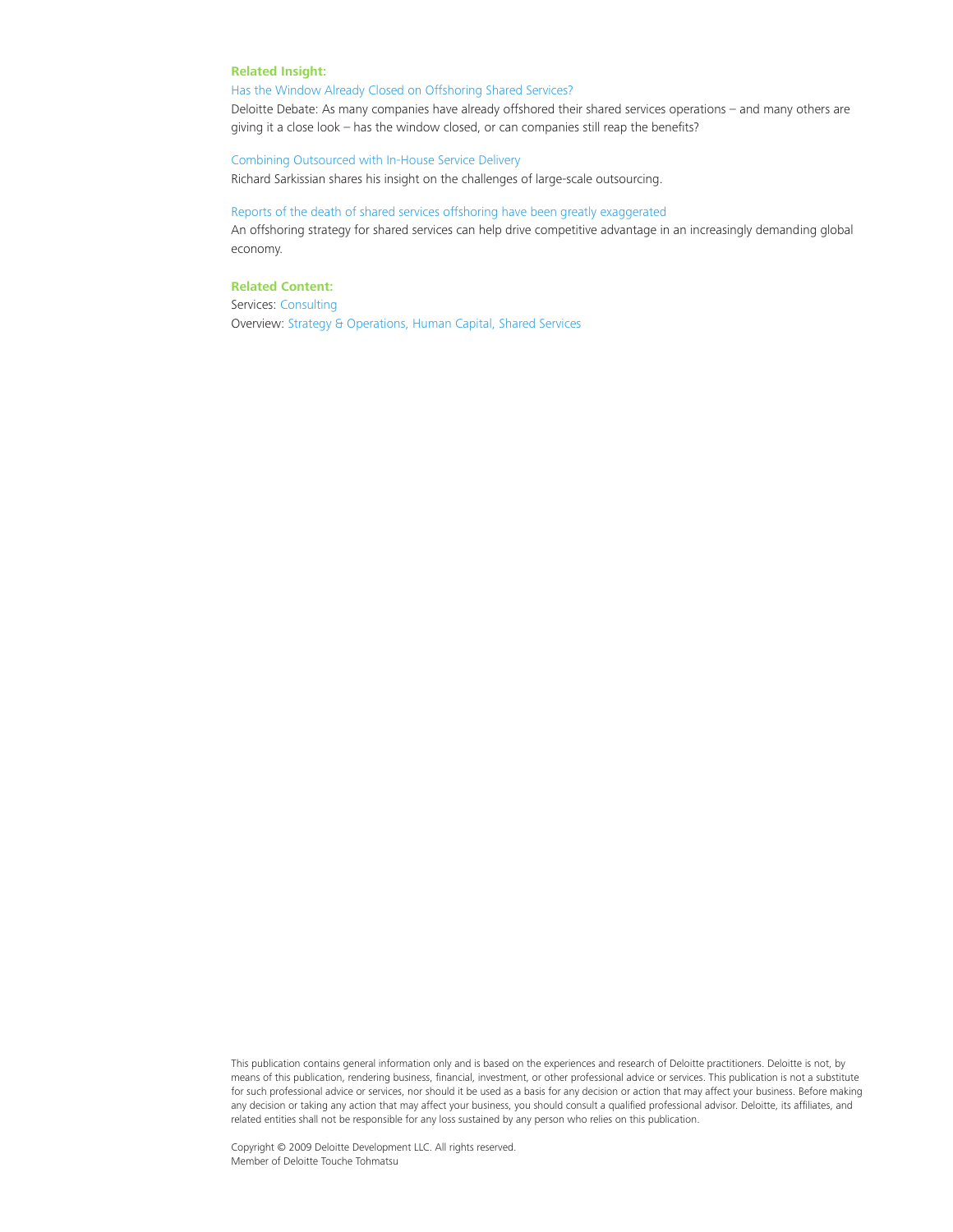**Related Insight:**

Has the Window Already Closed on Offshoring Shared Services?

Deloitte Debate: As many companies have already offshored their shared services operations – and many others are giving it a close look – has the window closed, or can companies still reap the benefits?

Combining Outsourced with In-House Service Delivery

Richard Sarkissian shares his insight on the challenges of large-scale outsourcing.

Reports of the death of shared services offshoring have been greatly exaggerated

An offshoring strategy for shared services can help drive competitive advantage in an increasingly demanding global economy.

**Related Content:**

Services: Consulting

Overview: Strategy & Operations, Human Capital, Shared Services

This publication contains general information only and is based on the experiences and research of Deloitte practitioners. Deloitte is not, by means of this publication, rendering business, financial, investment, or other professional advice or services. This publication is not a substitute for such professional advice or services, nor should it be used as a basis for any decision or action that may affect your business. Before making any decision or taking any action that may affect your business, you should consult a qualified professional advisor. Deloitte, its affiliates, and related entities shall not be responsible for any loss sustained by any person who relies on this publication.

Copyright © 2009 Deloitte Development LLC. All rights reserved.
Member of Deloitte Touche Tohmatsu